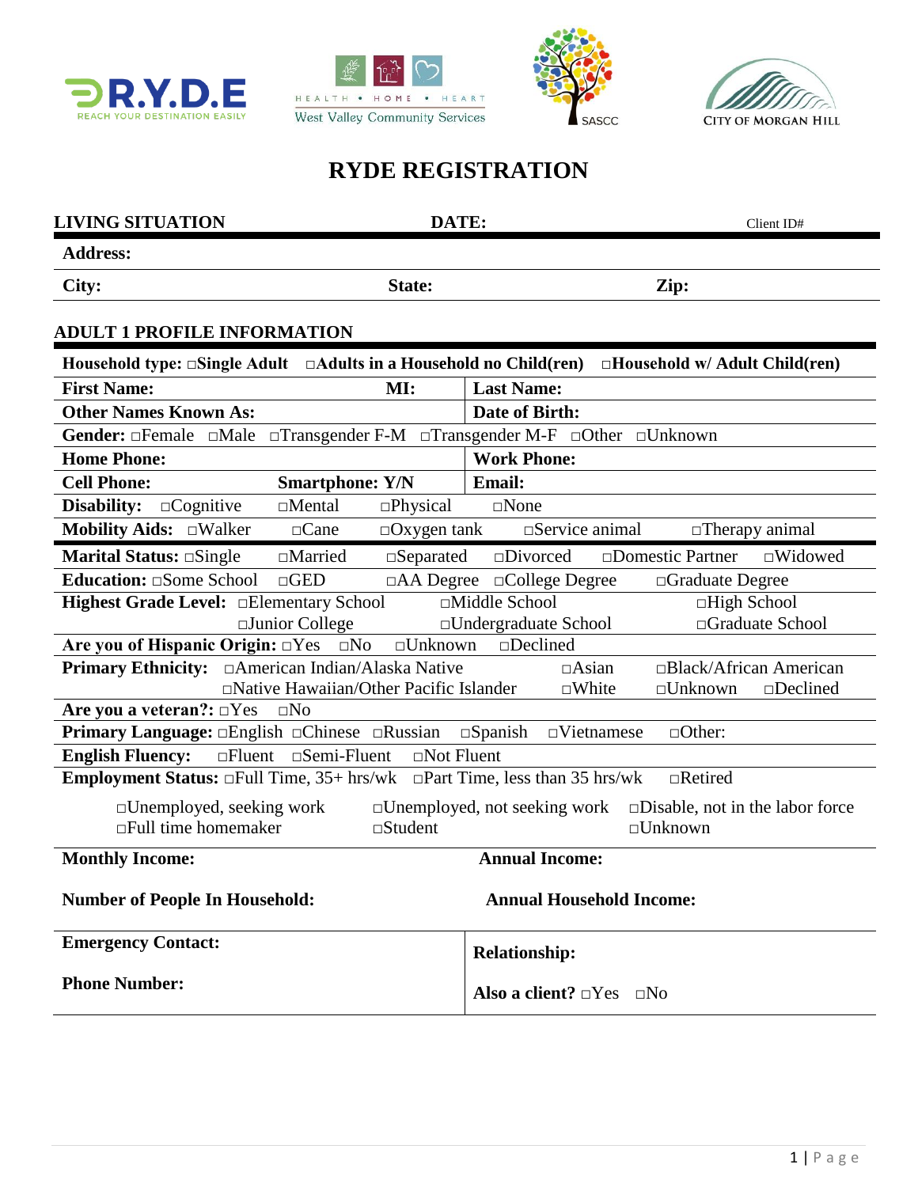# RYDE REGISTRATION

**LIVING SITUATION** **DATE:** Client ID#

**Address:**

**City:** **State:** **Zip:**

## ADULT 1 PROFILE INFORMATION

**Household type:** □**Single Adult** □**Adults in a Household no Child(ren)** □**Household w/ Adult Child(ren)**

| | |
|---|---|
| **First Name:** **MI:** | **Last Name:** |
| **Other Names Known As:** | **Date of Birth:** |

**Gender:** □Female □Male □Transgender F-M □Transgender M-F □Other □Unknown

| | |
|---|---|
| **Home Phone:** | **Work Phone:** |
| **Cell Phone:** **Smartphone: Y/N** | **Email:** |

**Disability:** □Cognitive □Mental □Physical □None

**Mobility Aids:** □Walker □Cane □Oxygen tank □Service animal □Therapy animal

**Marital Status:** □Single □Married □Separated □Divorced □Domestic Partner □Widowed

**Education:** □Some School □GED □AA Degree □College Degree □Graduate Degree

**Highest Grade Level:** □Elementary School □Middle School □High School □Junior College □Undergraduate School □Graduate School

**Are you of Hispanic Origin:** □Yes □No □Unknown □Declined

**Primary Ethnicity:** □American Indian/Alaska Native □Asian □Black/African American □Native Hawaiian/Other Pacific Islander □White □Unknown □Declined

**Are you a veteran?:** □Yes □No

**Primary Language:** □English □Chinese □Russian □Spanish □Vietnamese □Other:

**English Fluency:** □Fluent □Semi-Fluent □Not Fluent

**Employment Status:** □Full Time, 35+ hrs/wk □Part Time, less than 35 hrs/wk □Retired □Unemployed, seeking work □Unemployed, not seeking work □Disable, not in the labor force □Full time homemaker □Student □Unknown

**Monthly Income:** **Annual Income:**

**Number of People In Household:** **Annual Household Income:**

| | |
|---|---|
| **Emergency Contact:** | **Relationship:** |
| **Phone Number:** | **Also a client?** □Yes □No |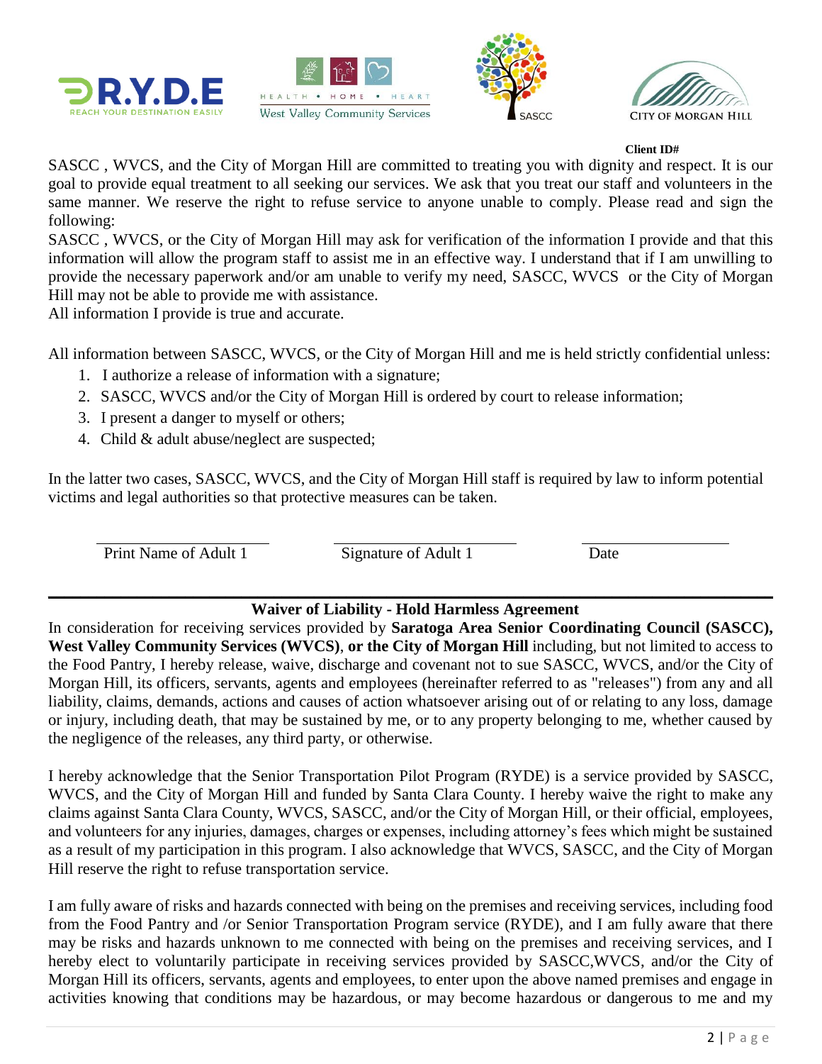**Client ID#**

SASCC , WVCS, and the City of Morgan Hill are committed to treating you with dignity and respect. It is our goal to provide equal treatment to all seeking our services. We ask that you treat our staff and volunteers in the same manner. We reserve the right to refuse service to anyone unable to comply. Please read and sign the following:

SASCC , WVCS, or the City of Morgan Hill may ask for verification of the information I provide and that this information will allow the program staff to assist me in an effective way. I understand that if I am unwilling to provide the necessary paperwork and/or am unable to verify my need, SASCC, WVCS or the City of Morgan Hill may not be able to provide me with assistance.

All information I provide is true and accurate.

All information between SASCC, WVCS, or the City of Morgan Hill and me is held strictly confidential unless:

1. I authorize a release of information with a signature;
2. SASCC, WVCS and/or the City of Morgan Hill is ordered by court to release information;
3. I present a danger to myself or others;
4. Child & adult abuse/neglect are suspected;

In the latter two cases, SASCC, WVCS, and the City of Morgan Hill staff is required by law to inform potential victims and legal authorities so that protective measures can be taken.

| \_\_\_\_\_\_\_\_\_\_\_\_\_\_\_\_\_\_\_\_ | \_\_\_\_\_\_\_\_\_\_\_\_\_\_\_\_\_\_\_\_ | \_\_\_\_\_\_\_\_\_\_\_\_\_\_\_\_ |
|---|---|---|
| Print Name of Adult 1 | Signature of Adult 1 | Date |

---

## Waiver of Liability - Hold Harmless Agreement

In consideration for receiving services provided by **Saratoga Area Senior Coordinating Council (SASCC), West Valley Community Services (WVCS)**, **or the City of Morgan Hill** including, but not limited to access to the Food Pantry, I hereby release, waive, discharge and covenant not to sue SASCC, WVCS, and/or the City of Morgan Hill, its officers, servants, agents and employees (hereinafter referred to as "releases") from any and all liability, claims, demands, actions and causes of action whatsoever arising out of or relating to any loss, damage or injury, including death, that may be sustained by me, or to any property belonging to me, whether caused by the negligence of the releases, any third party, or otherwise.

I hereby acknowledge that the Senior Transportation Pilot Program (RYDE) is a service provided by SASCC, WVCS, and the City of Morgan Hill and funded by Santa Clara County. I hereby waive the right to make any claims against Santa Clara County, WVCS, SASCC, and/or the City of Morgan Hill, or their official, employees, and volunteers for any injuries, damages, charges or expenses, including attorney's fees which might be sustained as a result of my participation in this program. I also acknowledge that WVCS, SASCC, and the City of Morgan Hill reserve the right to refuse transportation service.

I am fully aware of risks and hazards connected with being on the premises and receiving services, including food from the Food Pantry and /or Senior Transportation Program service (RYDE), and I am fully aware that there may be risks and hazards unknown to me connected with being on the premises and receiving services, and I hereby elect to voluntarily participate in receiving services provided by SASCC,WVCS, and/or the City of Morgan Hill its officers, servants, agents and employees, to enter upon the above named premises and engage in activities knowing that conditions may be hazardous, or may become hazardous or dangerous to me and my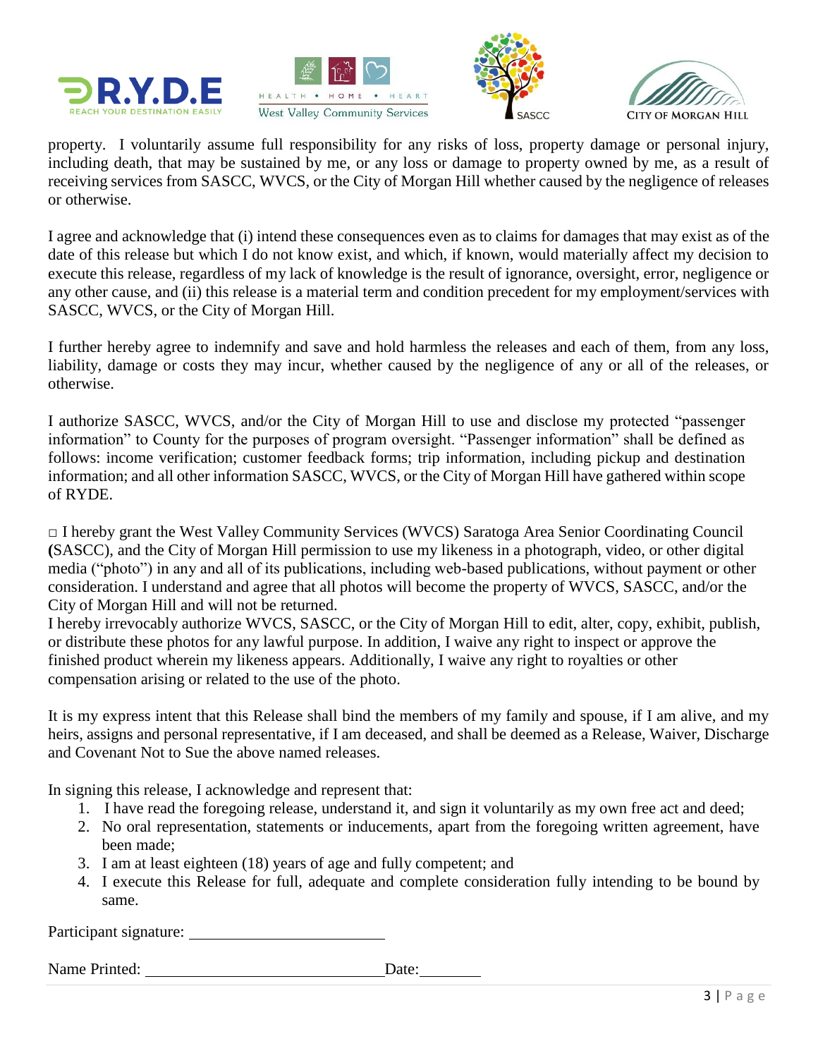property. I voluntarily assume full responsibility for any risks of loss, property damage or personal injury, including death, that may be sustained by me, or any loss or damage to property owned by me, as a result of receiving services from SASCC, WVCS, or the City of Morgan Hill whether caused by the negligence of releases or otherwise.

I agree and acknowledge that (i) intend these consequences even as to claims for damages that may exist as of the date of this release but which I do not know exist, and which, if known, would materially affect my decision to execute this release, regardless of my lack of knowledge is the result of ignorance, oversight, error, negligence or any other cause, and (ii) this release is a material term and condition precedent for my employment/services with SASCC, WVCS, or the City of Morgan Hill.

I further hereby agree to indemnify and save and hold harmless the releases and each of them, from any loss, liability, damage or costs they may incur, whether caused by the negligence of any or all of the releases, or otherwise.

I authorize SASCC, WVCS, and/or the City of Morgan Hill to use and disclose my protected "passenger information" to County for the purposes of program oversight. "Passenger information" shall be defined as follows: income verification; customer feedback forms; trip information, including pickup and destination information; and all other information SASCC, WVCS, or the City of Morgan Hill have gathered within scope of RYDE.

□ I hereby grant the West Valley Community Services (WVCS) Saratoga Area Senior Coordinating Council **(**SASCC), and the City of Morgan Hill permission to use my likeness in a photograph, video, or other digital media ("photo") in any and all of its publications, including web-based publications, without payment or other consideration. I understand and agree that all photos will become the property of WVCS, SASCC, and/or the City of Morgan Hill and will not be returned.
I hereby irrevocably authorize WVCS, SASCC, or the City of Morgan Hill to edit, alter, copy, exhibit, publish, or distribute these photos for any lawful purpose. In addition, I waive any right to inspect or approve the finished product wherein my likeness appears. Additionally, I waive any right to royalties or other compensation arising or related to the use of the photo.

It is my express intent that this Release shall bind the members of my family and spouse, if I am alive, and my heirs, assigns and personal representative, if I am deceased, and shall be deemed as a Release, Waiver, Discharge and Covenant Not to Sue the above named releases.

In signing this release, I acknowledge and represent that:

1. I have read the foregoing release, understand it, and sign it voluntarily as my own free act and deed;
2. No oral representation, statements or inducements, apart from the foregoing written agreement, have been made;
3. I am at least eighteen (18) years of age and fully competent; and
4. I execute this Release for full, adequate and complete consideration fully intending to be bound by same.

Participant signature: ________________________

Name Printed: ______________________________ Date:________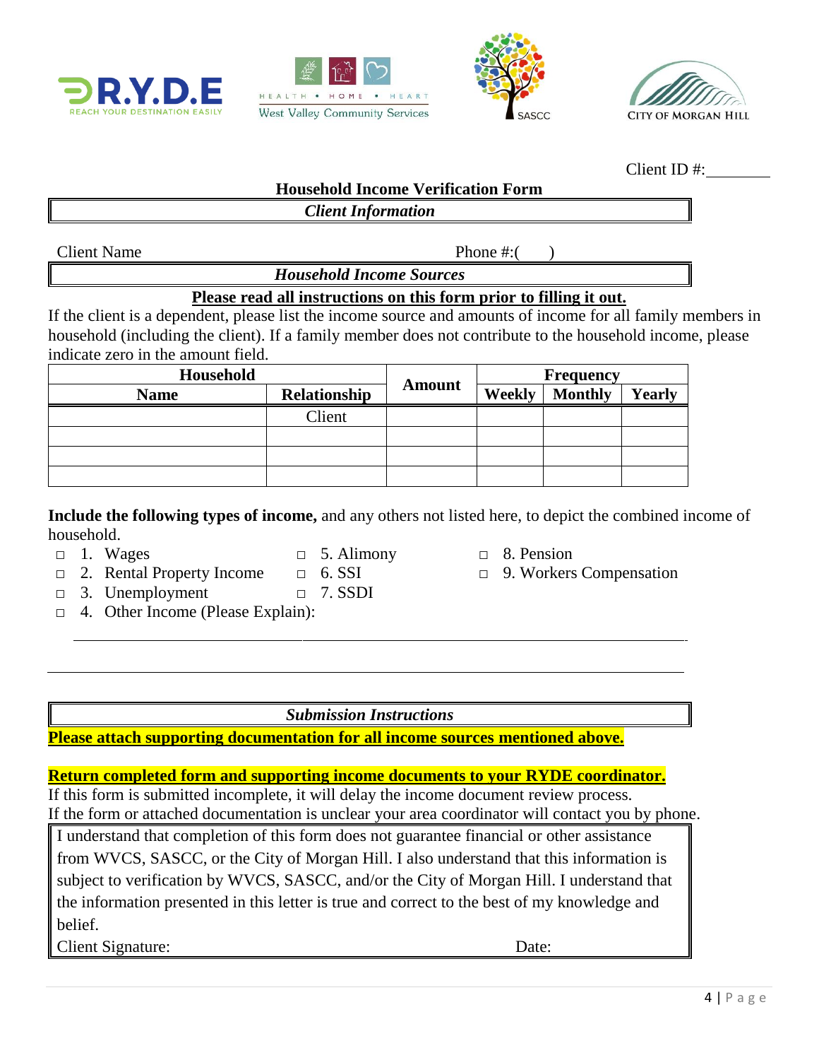Client ID #:________

## Household Income Verification Form

### *Client Information*

Client Name                                                                 Phone #:(      )

### *Household Income Sources*

**Please read all instructions on this form prior to filling it out.**

If the client is a dependent, please list the income source and amounts of income for all family members in household (including the client). If a family member does not contribute to the household income, please indicate zero in the amount field.

| Household | | Amount | Frequency | | |
|---|---|---|---|---|---|
| **Name** | **Relationship** | | **Weekly** | **Monthly** | **Yearly** |
| | Client | | | | |
| | | | | | |
| | | | | | |
| | | | | | |

**Include the following types of income,** and any others not listed here, to depict the combined income of household.

- ☐ 1. Wages
- ☐ 2. Rental Property Income
- ☐ 3. Unemployment
- ☐ 4. Other Income (Please Explain):
- ☐ 5. Alimony
- ☐ 6. SSI
- ☐ 7. SSDI
- ☐ 8. Pension
- ☐ 9. Workers Compensation

______________________________________________________________________________

______________________________________________________________________________

### *Submission Instructions*

**Please attach supporting documentation for all income sources mentioned above.**

**Return completed form and supporting income documents to your RYDE coordinator.**

If this form is submitted incomplete, it will delay the income document review process.
If the form or attached documentation is unclear your area coordinator will contact you by phone.

I understand that completion of this form does not guarantee financial or other assistance from WVCS, SASCC, or the City of Morgan Hill. I also understand that this information is subject to verification by WVCS, SASCC, and/or the City of Morgan Hill. I understand that the information presented in this letter is true and correct to the best of my knowledge and belief.

Client Signature:                                                                 Date: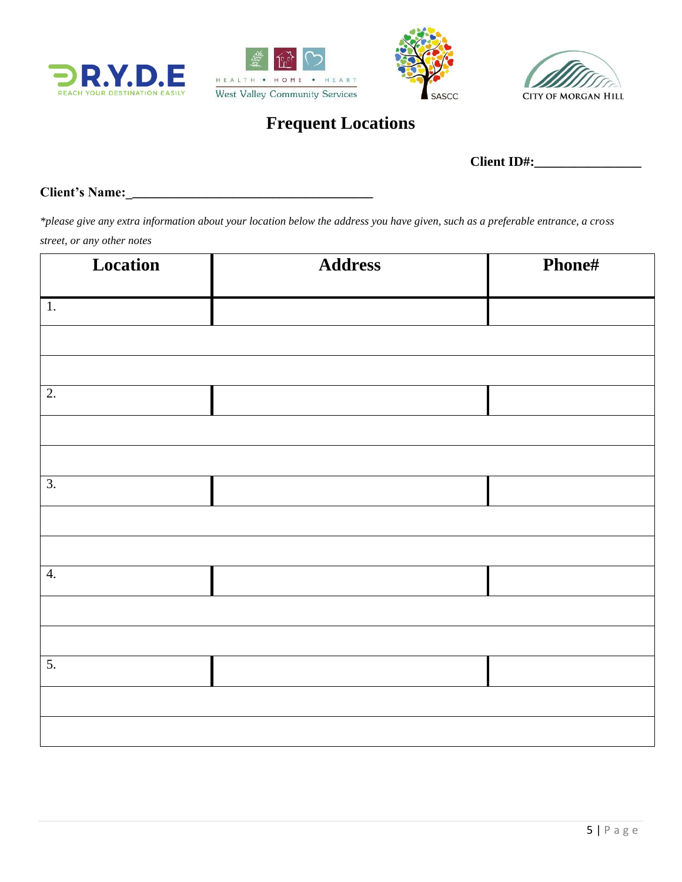# Frequent Locations

**Client ID#:________________**

**Client's Name:_____________________________________**

*\*please give any extra information about your location below the address you have given, such as a preferable entrance, a cross street, or any other notes*

| Location | Address | Phone# |
|---|---|---|
| 1. | | |
| | | |
| | | |
| 2. | | |
| | | |
| | | |
| 3. | | |
| | | |
| | | |
| 4. | | |
| | | |
| | | |
| 5. | | |
| | | |
| | | |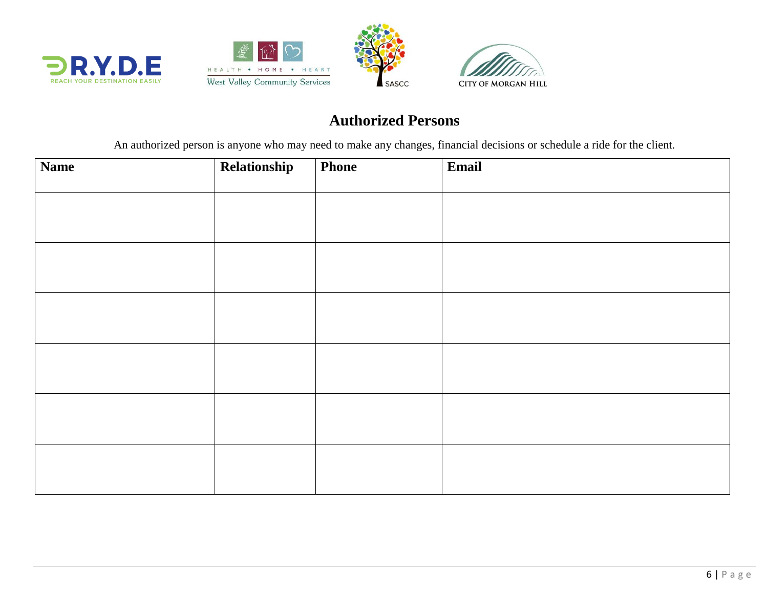R.Y.D.E REACH YOUR DESTINATION EASILY

HEALTH • HOME • HEART West Valley Community Services

SASCC

CITY OF MORGAN HILL

## Authorized Persons

An authorized person is anyone who may need to make any changes, financial decisions or schedule a ride for the client.

| Name | Relationship | Phone | Email |
|---|---|---|---|
| | | | |
| | | | |
| | | | |
| | | | |
| | | | |
| | | | |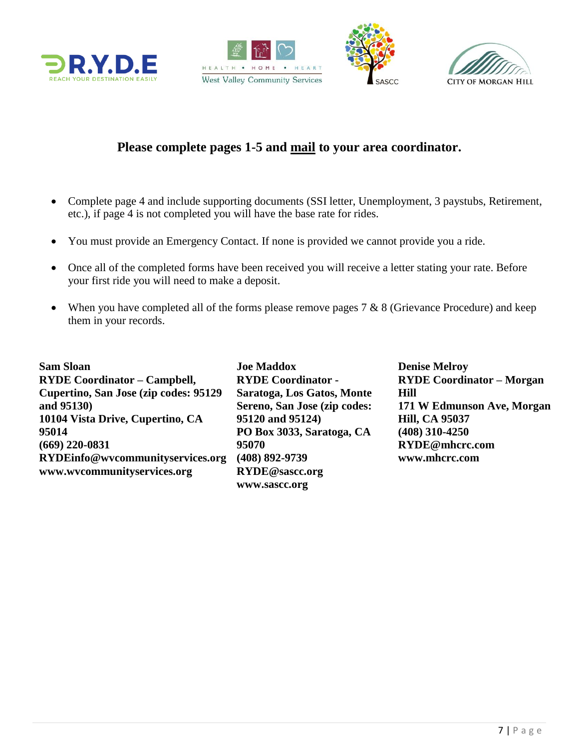**Please complete pages 1-5 and <u>mail</u> to your area coordinator.**

- Complete page 4 and include supporting documents (SSI letter, Unemployment, 3 paystubs, Retirement, etc.), if page 4 is not completed you will have the base rate for rides.
- You must provide an Emergency Contact. If none is provided we cannot provide you a ride.
- Once all of the completed forms have been received you will receive a letter stating your rate. Before your first ride you will need to make a deposit.
- When you have completed all of the forms please remove pages 7 & 8 (Grievance Procedure) and keep them in your records.

**Sam Sloan**
**RYDE Coordinator – Campbell, Cupertino, San Jose (zip codes: 95129 and 95130)**
**10104 Vista Drive, Cupertino, CA 95014**
**(669) 220-0831**
**RYDEinfo@wvcommunityservices.org**
**www.wvcommunityservices.org**

**Joe Maddox**
**RYDE Coordinator - Saratoga, Los Gatos, Monte Sereno, San Jose (zip codes: 95120 and 95124)**
**PO Box 3033, Saratoga, CA 95070**
**(408) 892-9739**
**RYDE@sascc.org**
**www.sascc.org**

**Denise Melroy**
**RYDE Coordinator – Morgan Hill**
**171 W Edmunson Ave, Morgan Hill, CA 95037**
**(408) 310-4250**
**RYDE@mhcrc.com**
**www.mhcrc.com**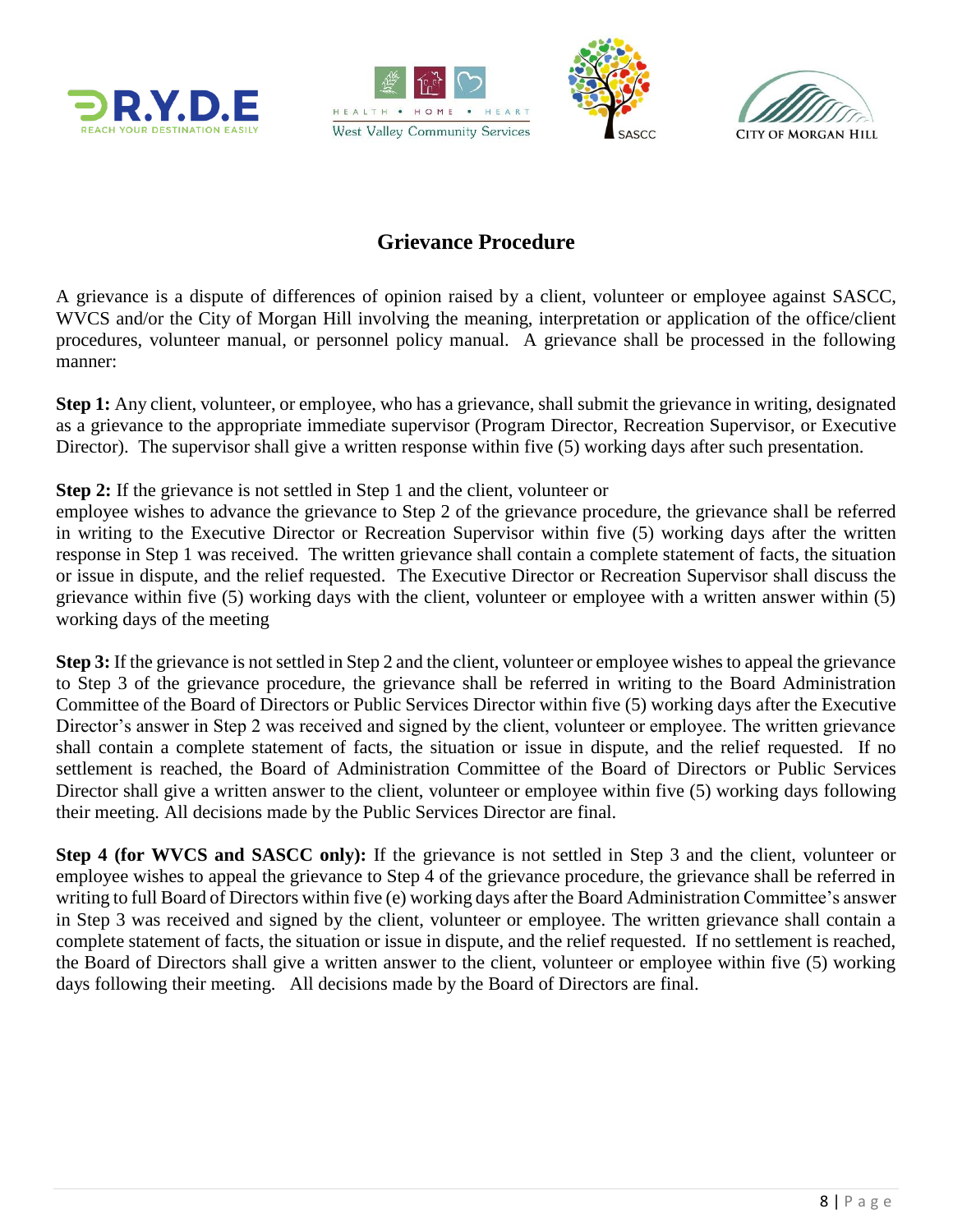## Grievance Procedure

A grievance is a dispute of differences of opinion raised by a client, volunteer or employee against SASCC, WVCS and/or the City of Morgan Hill involving the meaning, interpretation or application of the office/client procedures, volunteer manual, or personnel policy manual. A grievance shall be processed in the following manner:

**Step 1:** Any client, volunteer, or employee, who has a grievance, shall submit the grievance in writing, designated as a grievance to the appropriate immediate supervisor (Program Director, Recreation Supervisor, or Executive Director). The supervisor shall give a written response within five (5) working days after such presentation.

**Step 2:** If the grievance is not settled in Step 1 and the client, volunteer or employee wishes to advance the grievance to Step 2 of the grievance procedure, the grievance shall be referred in writing to the Executive Director or Recreation Supervisor within five (5) working days after the written response in Step 1 was received. The written grievance shall contain a complete statement of facts, the situation or issue in dispute, and the relief requested. The Executive Director or Recreation Supervisor shall discuss the grievance within five (5) working days with the client, volunteer or employee with a written answer within (5) working days of the meeting

**Step 3:** If the grievance is not settled in Step 2 and the client, volunteer or employee wishes to appeal the grievance to Step 3 of the grievance procedure, the grievance shall be referred in writing to the Board Administration Committee of the Board of Directors or Public Services Director within five (5) working days after the Executive Director's answer in Step 2 was received and signed by the client, volunteer or employee. The written grievance shall contain a complete statement of facts, the situation or issue in dispute, and the relief requested. If no settlement is reached, the Board of Administration Committee of the Board of Directors or Public Services Director shall give a written answer to the client, volunteer or employee within five (5) working days following their meeting. All decisions made by the Public Services Director are final.

**Step 4 (for WVCS and SASCC only):** If the grievance is not settled in Step 3 and the client, volunteer or employee wishes to appeal the grievance to Step 4 of the grievance procedure, the grievance shall be referred in writing to full Board of Directors within five (e) working days after the Board Administration Committee's answer in Step 3 was received and signed by the client, volunteer or employee. The written grievance shall contain a complete statement of facts, the situation or issue in dispute, and the relief requested. If no settlement is reached, the Board of Directors shall give a written answer to the client, volunteer or employee within five (5) working days following their meeting. All decisions made by the Board of Directors are final.